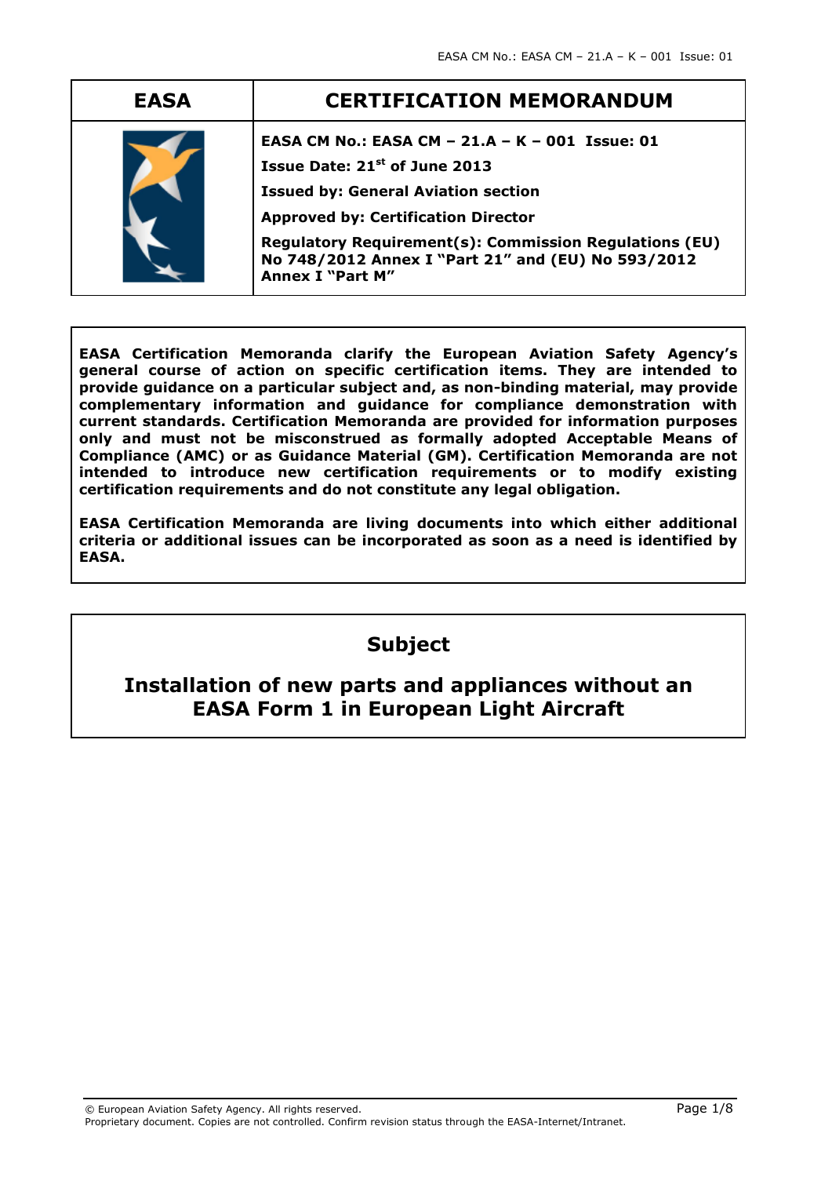| EASA | CERTIFICATION MEMORANDUM |
| --- | --- |
| | **EASA CM No.: EASA CM – 21.A – K – 001 Issue: 01**<br>**Issue Date: 21st of June 2013**<br>**Issued by: General Aviation section**<br>**Approved by: Certification Director**<br>**Regulatory Requirement(s): Commission Regulations (EU) No 748/2012 Annex I "Part 21" and (EU) No 593/2012 Annex I "Part M"** |

**EASA Certification Memoranda clarify the European Aviation Safety Agency's general course of action on specific certification items. They are intended to provide guidance on a particular subject and, as non-binding material, may provide complementary information and guidance for compliance demonstration with current standards. Certification Memoranda are provided for information purposes only and must not be misconstrued as formally adopted Acceptable Means of Compliance (AMC) or as Guidance Material (GM). Certification Memoranda are not intended to introduce new certification requirements or to modify existing certification requirements and do not constitute any legal obligation.**

**EASA Certification Memoranda are living documents into which either additional criteria or additional issues can be incorporated as soon as a need is identified by EASA.**

## Subject

## Installation of new parts and appliances without an EASA Form 1 in European Light Aircraft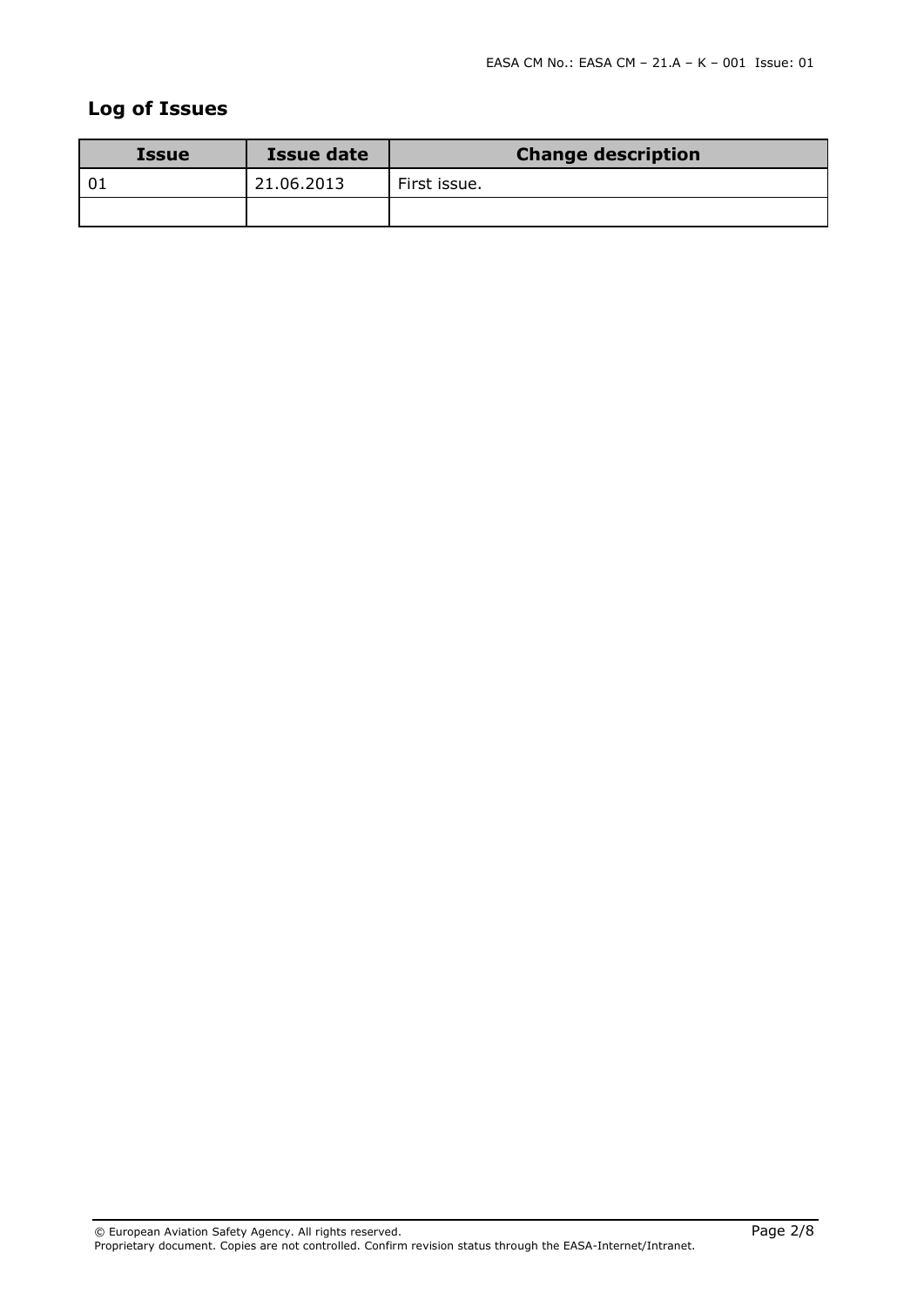## Log of Issues

| Issue | Issue date | Change description |
|---|---|---|
| 01 | 21.06.2013 | First issue. |
| | | |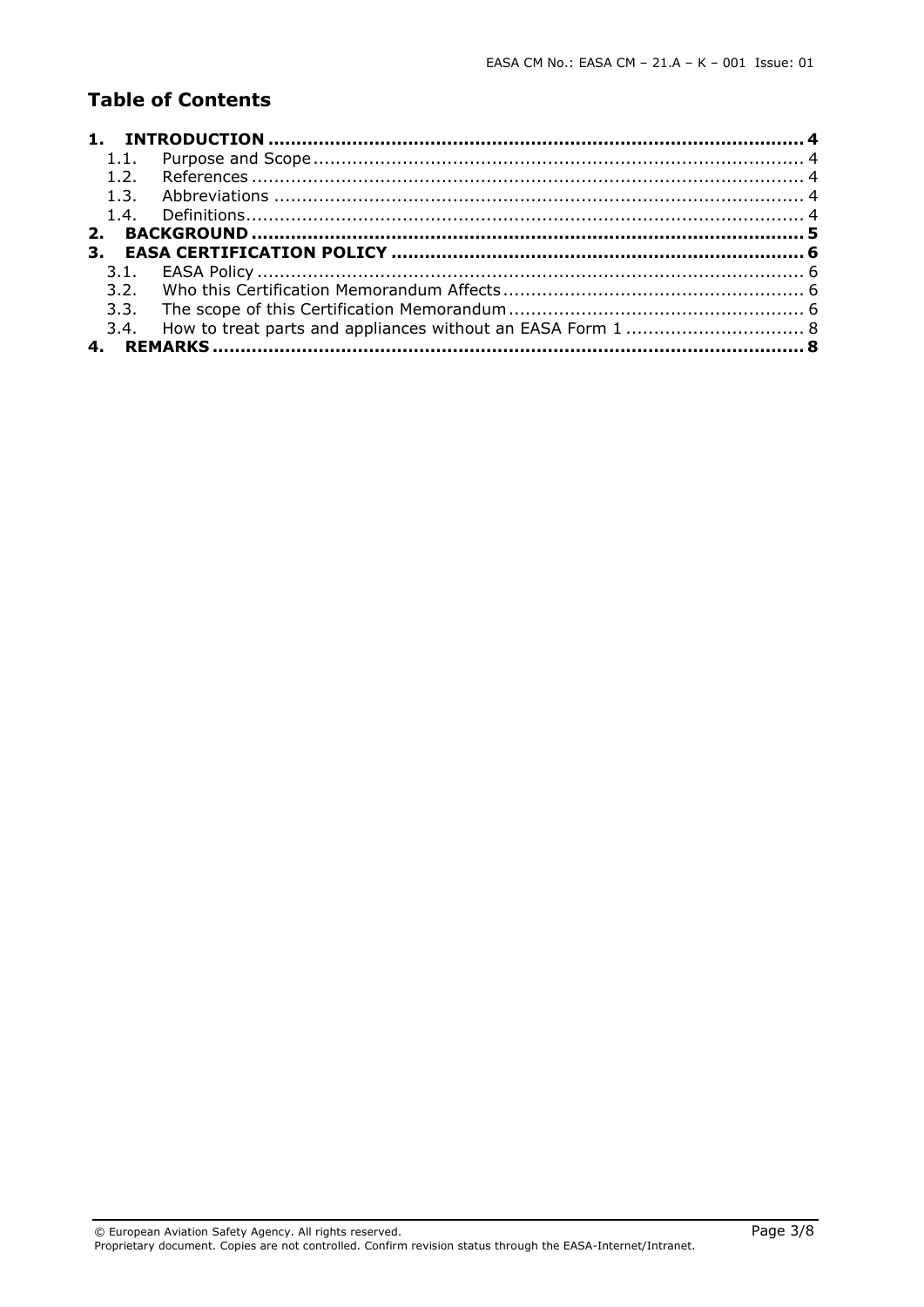## Table of Contents

**1. INTRODUCTION ..... 4**
- 1.1. Purpose and Scope ..... 4
- 1.2. References ..... 4
- 1.3. Abbreviations ..... 4
- 1.4. Definitions ..... 4

**2. BACKGROUND ..... 5**

**3. EASA CERTIFICATION POLICY ..... 6**
- 3.1. EASA Policy ..... 6
- 3.2. Who this Certification Memorandum Affects ..... 6
- 3.3. The scope of this Certification Memorandum ..... 6
- 3.4. How to treat parts and appliances without an EASA Form 1 ..... 8

**4. REMARKS ..... 8**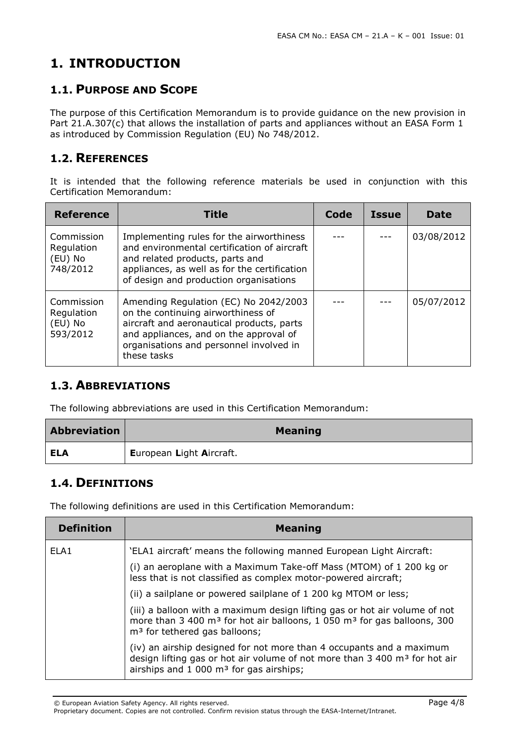# 1. INTRODUCTION

## 1.1. PURPOSE AND SCOPE

The purpose of this Certification Memorandum is to provide guidance on the new provision in Part 21.A.307(c) that allows the installation of parts and appliances without an EASA Form 1 as introduced by Commission Regulation (EU) No 748/2012.

## 1.2. REFERENCES

It is intended that the following reference materials be used in conjunction with this Certification Memorandum:

| Reference | Title | Code | Issue | Date |
|---|---|---|---|---|
| Commission Regulation (EU) No 748/2012 | Implementing rules for the airworthiness and environmental certification of aircraft and related products, parts and appliances, as well as for the certification of design and production organisations | --- | --- | 03/08/2012 |
| Commission Regulation (EU) No 593/2012 | Amending Regulation (EC) No 2042/2003 on the continuing airworthiness of aircraft and aeronautical products, parts and appliances, and on the approval of organisations and personnel involved in these tasks | --- | --- | 05/07/2012 |

## 1.3. ABBREVIATIONS

The following abbreviations are used in this Certification Memorandum:

| Abbreviation | Meaning |
|---|---|
| **ELA** | **E**uropean **L**ight **A**ircraft. |

## 1.4. DEFINITIONS

The following definitions are used in this Certification Memorandum:

| Definition | Meaning |
|---|---|
| ELA1 | 'ELA1 aircraft' means the following manned European Light Aircraft:<br>(i) an aeroplane with a Maximum Take-off Mass (MTOM) of 1 200 kg or less that is not classified as complex motor-powered aircraft;<br>(ii) a sailplane or powered sailplane of 1 200 kg MTOM or less;<br>(iii) a balloon with a maximum design lifting gas or hot air volume of not more than 3 400 m³ for hot air balloons, 1 050 m³ for gas balloons, 300 m³ for tethered gas balloons;<br>(iv) an airship designed for not more than 4 occupants and a maximum design lifting gas or hot air volume of not more than 3 400 m³ for hot air airships and 1 000 m³ for gas airships; |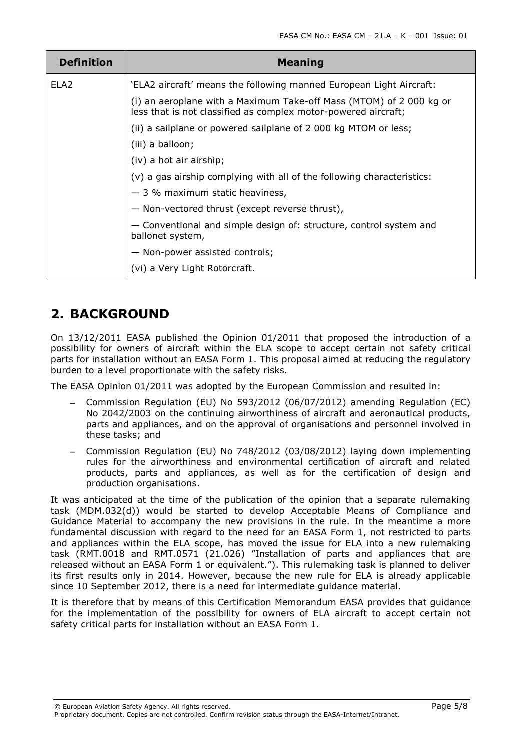| Definition | Meaning |
|---|---|
| ELA2 | 'ELA2 aircraft' means the following manned European Light Aircraft:<br>(i) an aeroplane with a Maximum Take-off Mass (MTOM) of 2 000 kg or less that is not classified as complex motor-powered aircraft;<br>(ii) a sailplane or powered sailplane of 2 000 kg MTOM or less;<br>(iii) a balloon;<br>(iv) a hot air airship;<br>(v) a gas airship complying with all of the following characteristics:<br>— 3 % maximum static heaviness,<br>— Non-vectored thrust (except reverse thrust),<br>— Conventional and simple design of: structure, control system and ballonet system,<br>— Non-power assisted controls;<br>(vi) a Very Light Rotorcraft. |

## 2. BACKGROUND

On 13/12/2011 EASA published the Opinion 01/2011 that proposed the introduction of a possibility for owners of aircraft within the ELA scope to accept certain not safety critical parts for installation without an EASA Form 1. This proposal aimed at reducing the regulatory burden to a level proportionate with the safety risks.

The EASA Opinion 01/2011 was adopted by the European Commission and resulted in:

- Commission Regulation (EU) No 593/2012 (06/07/2012) amending Regulation (EC) No 2042/2003 on the continuing airworthiness of aircraft and aeronautical products, parts and appliances, and on the approval of organisations and personnel involved in these tasks; and
- Commission Regulation (EU) No 748/2012 (03/08/2012) laying down implementing rules for the airworthiness and environmental certification of aircraft and related products, parts and appliances, as well as for the certification of design and production organisations.

It was anticipated at the time of the publication of the opinion that a separate rulemaking task (MDM.032(d)) would be started to develop Acceptable Means of Compliance and Guidance Material to accompany the new provisions in the rule. In the meantime a more fundamental discussion with regard to the need for an EASA Form 1, not restricted to parts and appliances within the ELA scope, has moved the issue for ELA into a new rulemaking task (RMT.0018 and RMT.0571 (21.026) "Installation of parts and appliances that are released without an EASA Form 1 or equivalent."). This rulemaking task is planned to deliver its first results only in 2014. However, because the new rule for ELA is already applicable since 10 September 2012, there is a need for intermediate guidance material.

It is therefore that by means of this Certification Memorandum EASA provides that guidance for the implementation of the possibility for owners of ELA aircraft to accept certain not safety critical parts for installation without an EASA Form 1.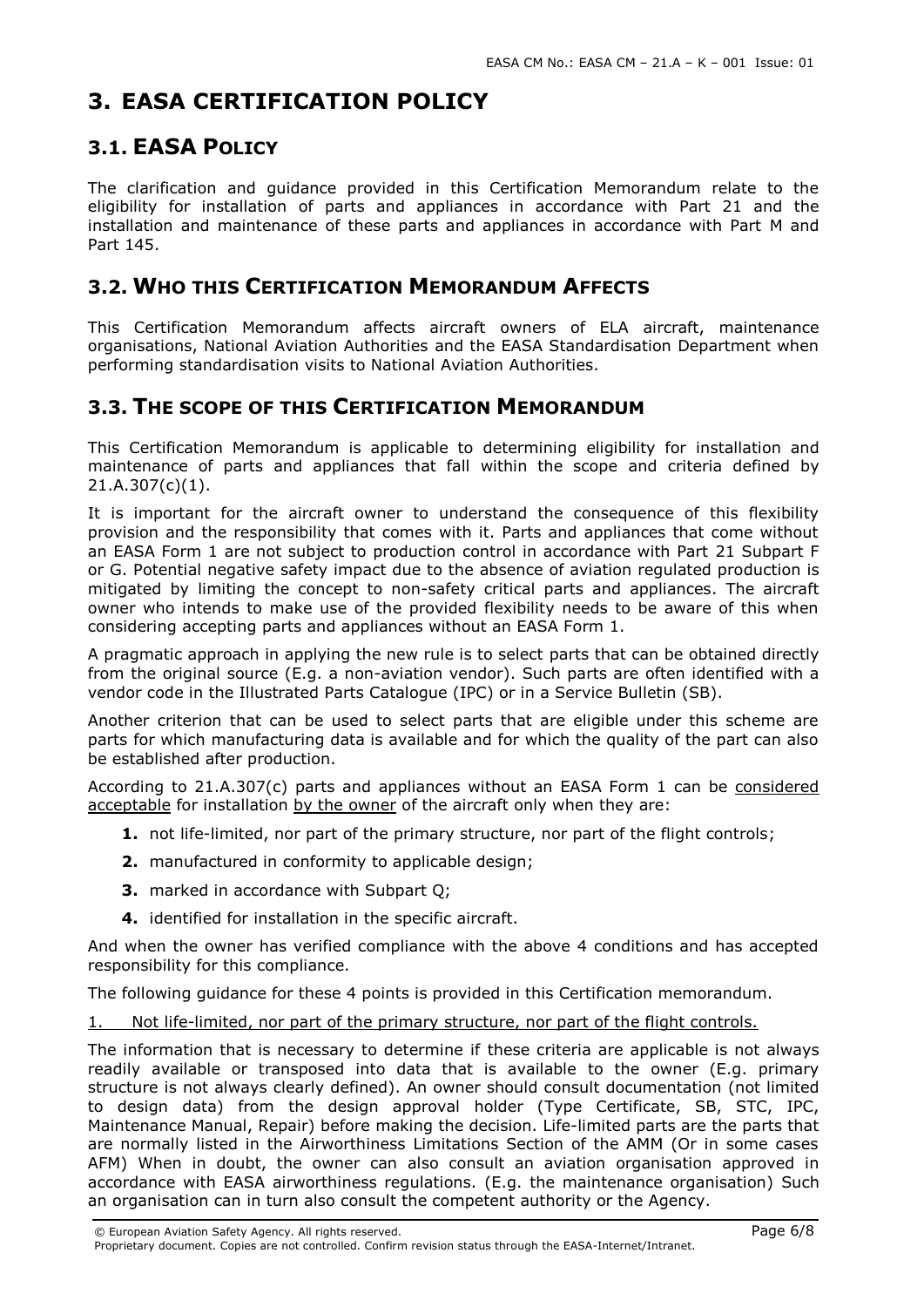# 3. EASA CERTIFICATION POLICY

## 3.1. EASA POLICY

The clarification and guidance provided in this Certification Memorandum relate to the eligibility for installation of parts and appliances in accordance with Part 21 and the installation and maintenance of these parts and appliances in accordance with Part M and Part 145.

## 3.2. WHO THIS CERTIFICATION MEMORANDUM AFFECTS

This Certification Memorandum affects aircraft owners of ELA aircraft, maintenance organisations, National Aviation Authorities and the EASA Standardisation Department when performing standardisation visits to National Aviation Authorities.

## 3.3. THE SCOPE OF THIS CERTIFICATION MEMORANDUM

This Certification Memorandum is applicable to determining eligibility for installation and maintenance of parts and appliances that fall within the scope and criteria defined by 21.A.307(c)(1).

It is important for the aircraft owner to understand the consequence of this flexibility provision and the responsibility that comes with it. Parts and appliances that come without an EASA Form 1 are not subject to production control in accordance with Part 21 Subpart F or G. Potential negative safety impact due to the absence of aviation regulated production is mitigated by limiting the concept to non-safety critical parts and appliances. The aircraft owner who intends to make use of the provided flexibility needs to be aware of this when considering accepting parts and appliances without an EASA Form 1.

A pragmatic approach in applying the new rule is to select parts that can be obtained directly from the original source (E.g. a non-aviation vendor). Such parts are often identified with a vendor code in the Illustrated Parts Catalogue (IPC) or in a Service Bulletin (SB).

Another criterion that can be used to select parts that are eligible under this scheme are parts for which manufacturing data is available and for which the quality of the part can also be established after production.

According to 21.A.307(c) parts and appliances without an EASA Form 1 can be <u>considered acceptable</u> for installation <u>by the owner</u> of the aircraft only when they are:

1. not life-limited, nor part of the primary structure, nor part of the flight controls;
2. manufactured in conformity to applicable design;
3. marked in accordance with Subpart Q;
4. identified for installation in the specific aircraft.

And when the owner has verified compliance with the above 4 conditions and has accepted responsibility for this compliance.

The following guidance for these 4 points is provided in this Certification memorandum.

<u>1. Not life-limited, nor part of the primary structure, nor part of the flight controls.</u>

The information that is necessary to determine if these criteria are applicable is not always readily available or transposed into data that is available to the owner (E.g. primary structure is not always clearly defined). An owner should consult documentation (not limited to design data) from the design approval holder (Type Certificate, SB, STC, IPC, Maintenance Manual, Repair) before making the decision. Life-limited parts are the parts that are normally listed in the Airworthiness Limitations Section of the AMM (Or in some cases AFM) When in doubt, the owner can also consult an aviation organisation approved in accordance with EASA airworthiness regulations. (E.g. the maintenance organisation) Such an organisation can in turn also consult the competent authority or the Agency.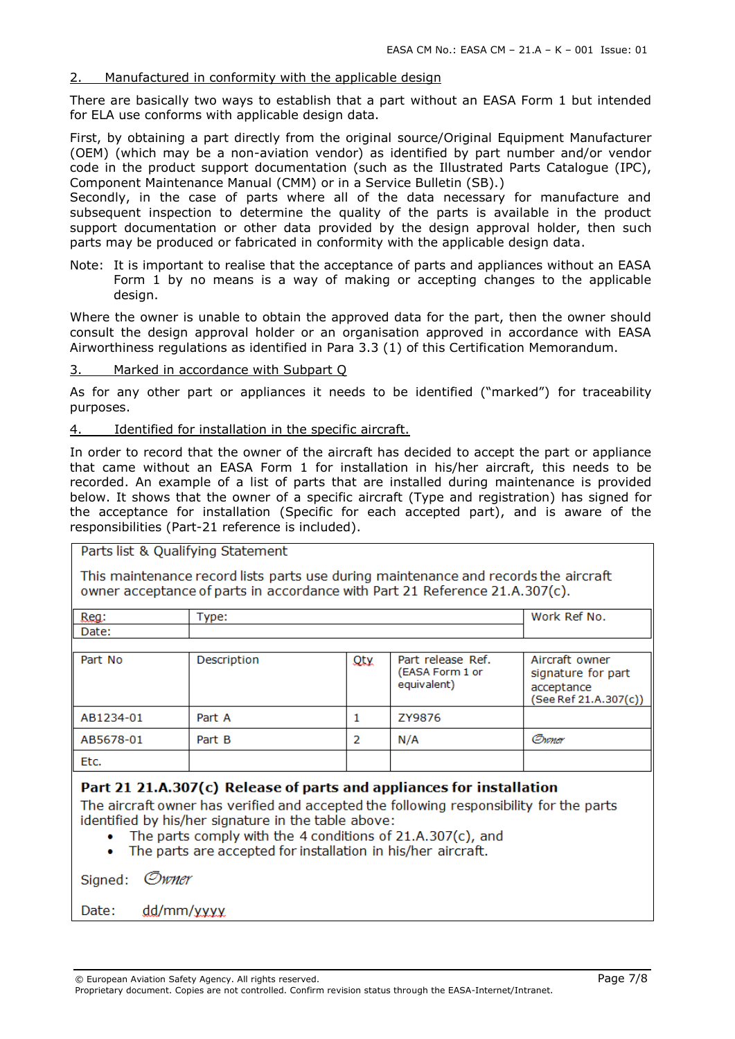2. Manufactured in conformity with the applicable design

There are basically two ways to establish that a part without an EASA Form 1 but intended for ELA use conforms with applicable design data.

First, by obtaining a part directly from the original source/Original Equipment Manufacturer (OEM) (which may be a non-aviation vendor) as identified by part number and/or vendor code in the product support documentation (such as the Illustrated Parts Catalogue (IPC), Component Maintenance Manual (CMM) or in a Service Bulletin (SB).)
Secondly, in the case of parts where all of the data necessary for manufacture and subsequent inspection to determine the quality of the parts is available in the product support documentation or other data provided by the design approval holder, then such parts may be produced or fabricated in conformity with the applicable design data.

Note: It is important to realise that the acceptance of parts and appliances without an EASA Form 1 by no means is a way of making or accepting changes to the applicable design.

Where the owner is unable to obtain the approved data for the part, then the owner should consult the design approval holder or an organisation approved in accordance with EASA Airworthiness regulations as identified in Para 3.3 (1) of this Certification Memorandum.

3. Marked in accordance with Subpart Q

As for any other part or appliances it needs to be identified ("marked") for traceability purposes.

4. Identified for installation in the specific aircraft.

In order to record that the owner of the aircraft has decided to accept the part or appliance that came without an EASA Form 1 for installation in his/her aircraft, this needs to be recorded. An example of a list of parts that are installed during maintenance is provided below. It shows that the owner of a specific aircraft (Type and registration) has signed for the acceptance for installation (Specific for each accepted part), and is aware of the responsibilities (Part-21 reference is included).

Parts list & Qualifying Statement

This maintenance record lists parts use during maintenance and records the aircraft owner acceptance of parts in accordance with Part 21 Reference 21.A.307(c).

| Reg: | Type: | Work Ref No. |
|---|---|---|
| Date: | | |

| Part No | Description | Qty | Part release Ref. (EASA Form 1 or equivalent) | Aircraft owner signature for part acceptance (See Ref 21.A.307(c)) |
|---|---|---|---|---|
| AB1234-01 | Part A | 1 | ZY9876 | |
| AB5678-01 | Part B | 2 | N/A | Owner |
| Etc. | | | | |

**Part 21 21.A.307(c) Release of parts and appliances for installation**

The aircraft owner has verified and accepted the following responsibility for the parts identified by his/her signature in the table above:

- The parts comply with the 4 conditions of 21.A.307(c), and
- The parts are accepted for installation in his/her aircraft.

Signed: *Owner*

Date: dd/mm/yyyy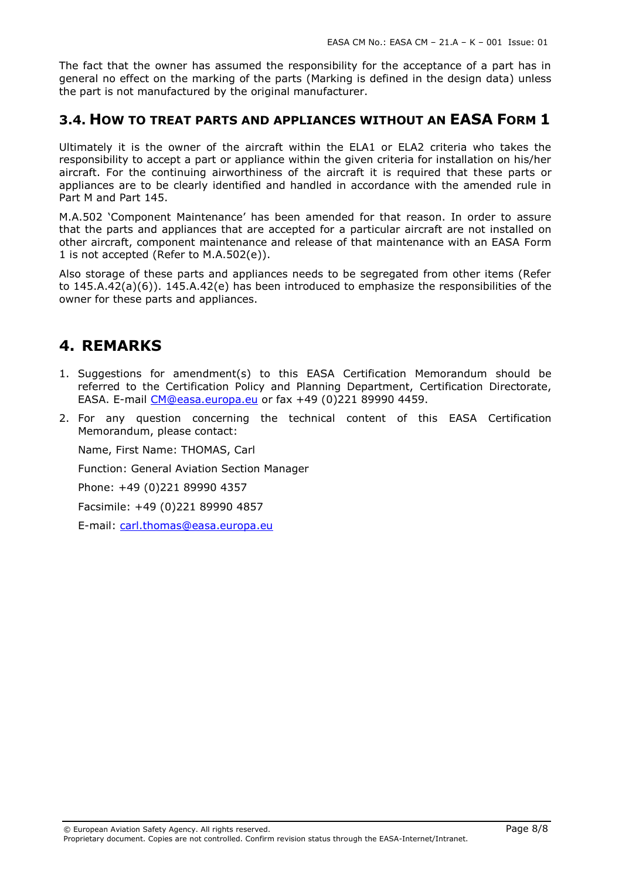The fact that the owner has assumed the responsibility for the acceptance of a part has in general no effect on the marking of the parts (Marking is defined in the design data) unless the part is not manufactured by the original manufacturer.

### 3.4. How to treat parts and appliances without an EASA Form 1

Ultimately it is the owner of the aircraft within the ELA1 or ELA2 criteria who takes the responsibility to accept a part or appliance within the given criteria for installation on his/her aircraft. For the continuing airworthiness of the aircraft it is required that these parts or appliances are to be clearly identified and handled in accordance with the amended rule in Part M and Part 145.

M.A.502 'Component Maintenance' has been amended for that reason. In order to assure that the parts and appliances that are accepted for a particular aircraft are not installed on other aircraft, component maintenance and release of that maintenance with an EASA Form 1 is not accepted (Refer to M.A.502(e)).

Also storage of these parts and appliances needs to be segregated from other items (Refer to 145.A.42(a)(6)). 145.A.42(e) has been introduced to emphasize the responsibilities of the owner for these parts and appliances.

## 4. REMARKS

1. Suggestions for amendment(s) to this EASA Certification Memorandum should be referred to the Certification Policy and Planning Department, Certification Directorate, EASA. E-mail CM@easa.europa.eu or fax +49 (0)221 89990 4459.
2. For any question concerning the technical content of this EASA Certification Memorandum, please contact:

   Name, First Name: THOMAS, Carl

   Function: General Aviation Section Manager

   Phone: +49 (0)221 89990 4357

   Facsimile: +49 (0)221 89990 4857

   E-mail: carl.thomas@easa.europa.eu